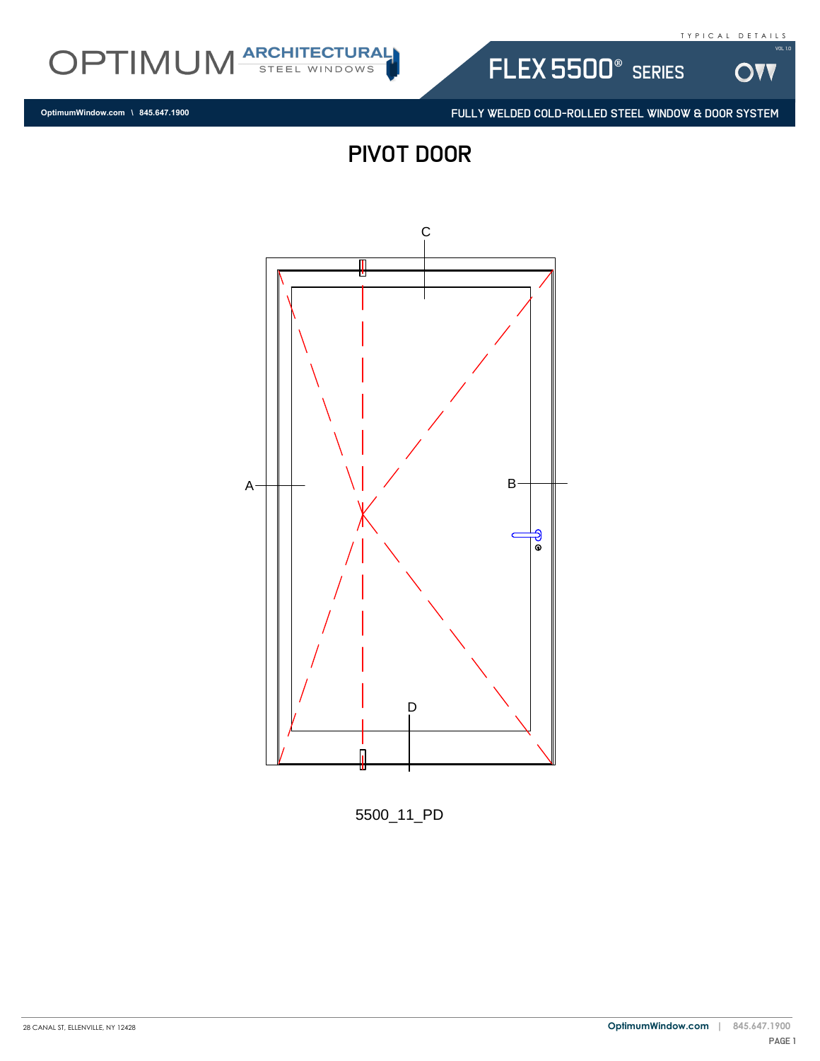OPTIMUM ARCHITECTURAL STEEL WINDOWS

TYPICAL DETAILS

# FLEX 5500® SERIES

OptimumWindow.com \ 845.647.1900

FULLY WELDED COLD-ROLLED STEEL WINDOW & DOOR SYSTEM

## PIVOT DOOR

C

A

B

D

5500_11_PD

28 CANAL ST, ELLENVILLE, NY 12428

OptimumWindow.com | 845.647.1900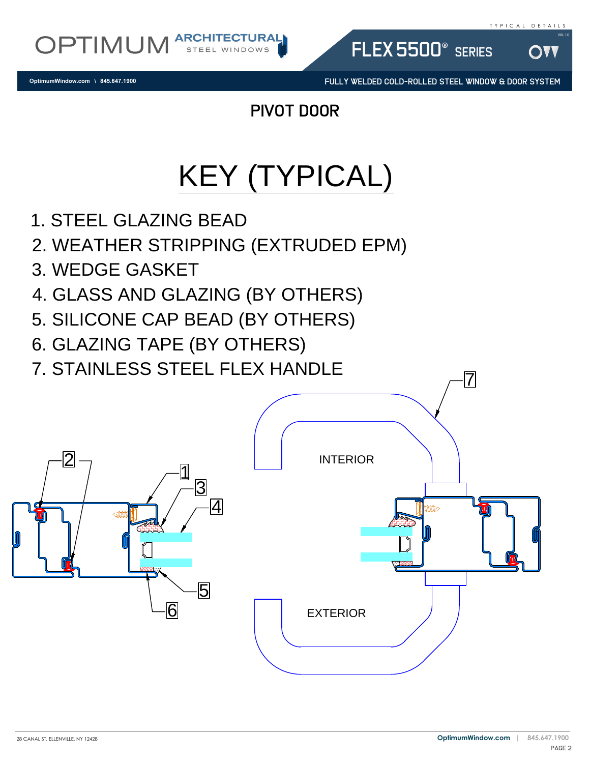# PIVOT DOOR

## KEY (TYPICAL)

1. STEEL GLAZING BEAD
2. WEATHER STRIPPING (EXTRUDED EPM)
3. WEDGE GASKET
4. GLASS AND GLAZING (BY OTHERS)
5. SILICONE CAP BEAD (BY OTHERS)
6. GLAZING TAPE (BY OTHERS)
7. STAINLESS STEEL FLEX HANDLE

INTERIOR

EXTERIOR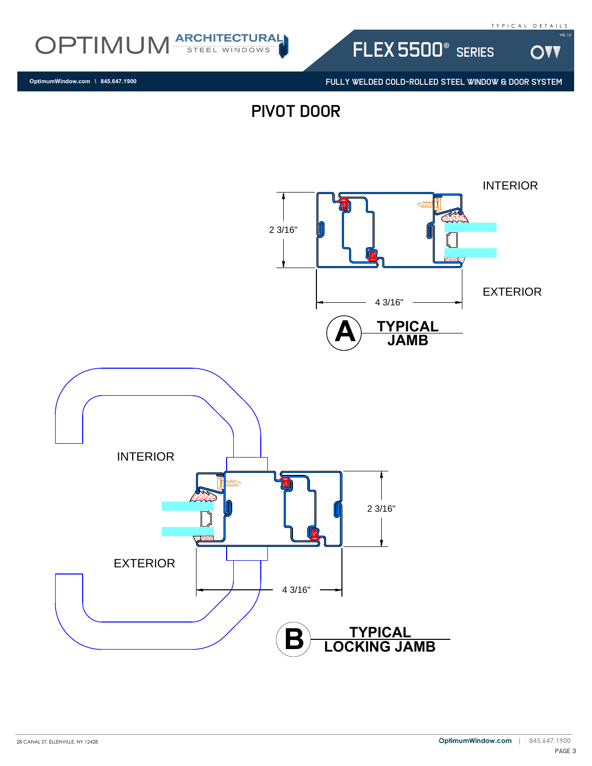# PIVOT DOOR

INTERIOR

2 3/16"

4 3/16"

EXTERIOR

**A** TYPICAL JAMB

INTERIOR

2 3/16"

EXTERIOR

4 3/16"

**B** TYPICAL LOCKING JAMB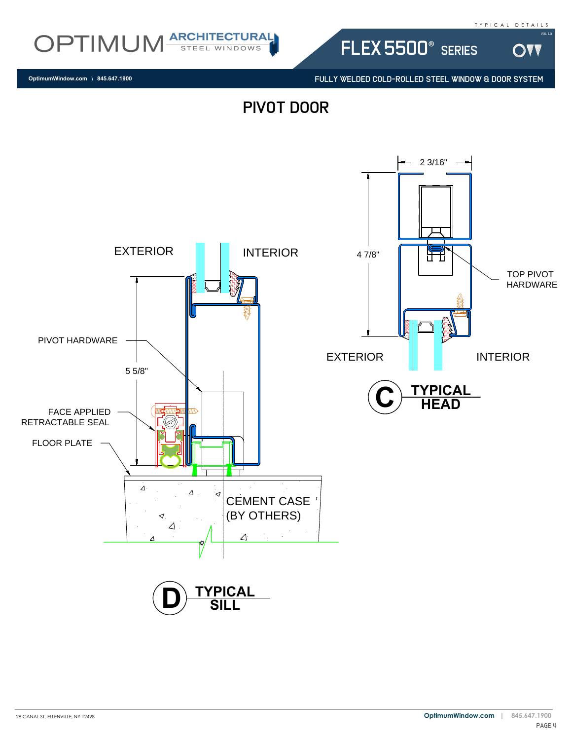# PIVOT DOOR

EXTERIOR

INTERIOR

PIVOT HARDWARE

5 5/8"

FACE APPLIED RETRACTABLE SEAL

FLOOR PLATE

CEMENT CASE (BY OTHERS)

D TYPICAL SILL

2 3/16"

4 7/8"

TOP PIVOT HARDWARE

EXTERIOR

INTERIOR

C TYPICAL HEAD